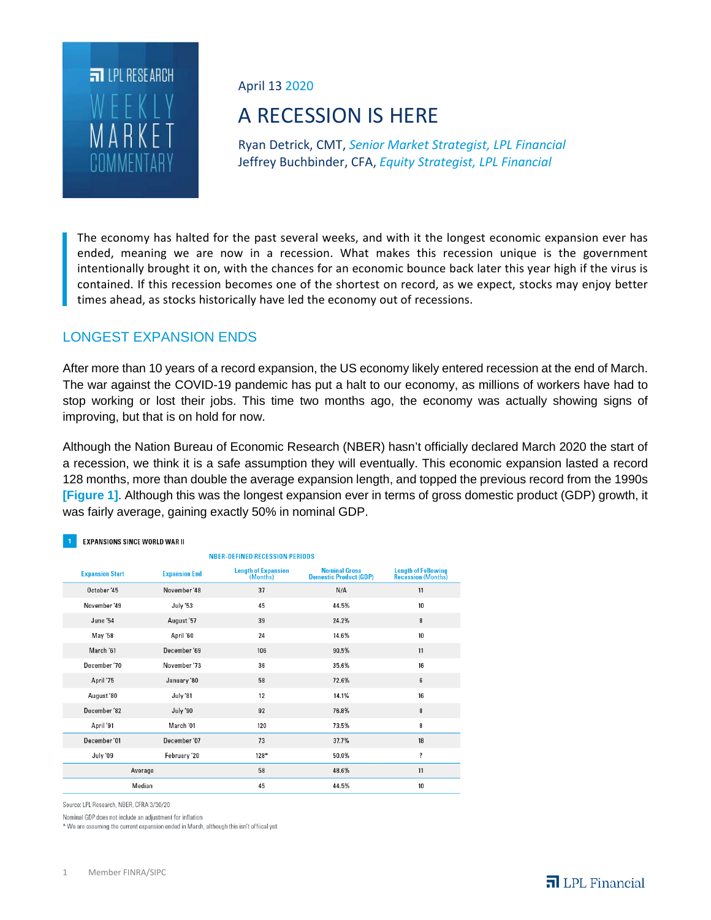LPL RESEARCH WEEKLY MARKET COMMENTARY

April 13 2020

# A RECESSION IS HERE

Ryan Detrick, CMT, *Senior Market Strategist, LPL Financial*
Jeffrey Buchbinder, CFA, *Equity Strategist, LPL Financial*

The economy has halted for the past several weeks, and with it the longest economic expansion ever has ended, meaning we are now in a recession. What makes this recession unique is the government intentionally brought it on, with the chances for an economic bounce back later this year high if the virus is contained. If this recession becomes one of the shortest on record, as we expect, stocks may enjoy better times ahead, as stocks historically have led the economy out of recessions.

## LONGEST EXPANSION ENDS

After more than 10 years of a record expansion, the US economy likely entered recession at the end of March. The war against the COVID-19 pandemic has put a halt to our economy, as millions of workers have had to stop working or lost their jobs. This time two months ago, the economy was actually showing signs of improving, but that is on hold for now.

Although the Nation Bureau of Economic Research (NBER) hasn't officially declared March 2020 the start of a recession, we think it is a safe assumption they will eventually. This economic expansion lasted a record 128 months, more than double the average expansion length, and topped the previous record from the 1990s **[Figure 1]**. Although this was the longest expansion ever in terms of gross domestic product (GDP) growth, it was fairly average, gaining exactly 50% in nominal GDP.

**1 EXPANSIONS SINCE WORLD WAR II**

NBER-DEFINED RECESSION PERIODS

| Expansion Start | Expansion End | Length of Expansion (Months) | Nominal Gross Domestic Product (GDP) | Length of Following Recession (Months) |
|---|---|---|---|---|
| October '45 | November '48 | 37 | N/A | 11 |
| November '49 | July '53 | 45 | 44.5% | 10 |
| June '54 | August '57 | 39 | 24.2% | 8 |
| May '58 | April '60 | 24 | 14.6% | 10 |
| March '61 | December '69 | 106 | 90.5% | 11 |
| December '70 | November '73 | 36 | 35.6% | 16 |
| April '75 | January '80 | 58 | 72.6% | 6 |
| August '80 | July '81 | 12 | 14.1% | 16 |
| December '82 | July '90 | 92 | 76.8% | 8 |
| April '91 | March '01 | 120 | 73.5% | 8 |
| December '01 | December '07 | 73 | 37.7% | 18 |
| July '09 | February '20 | 128* | 50.0% | ? |
| Average | | 58 | 48.6% | 11 |
| Median | | 45 | 44.5% | 10 |

Source: LPL Research, NBER, CFRA 3/30/20

Nominal GDP does not include an adjustment for inflation

* We are assuming the current expansion ended in March, although this isn't offiical yet.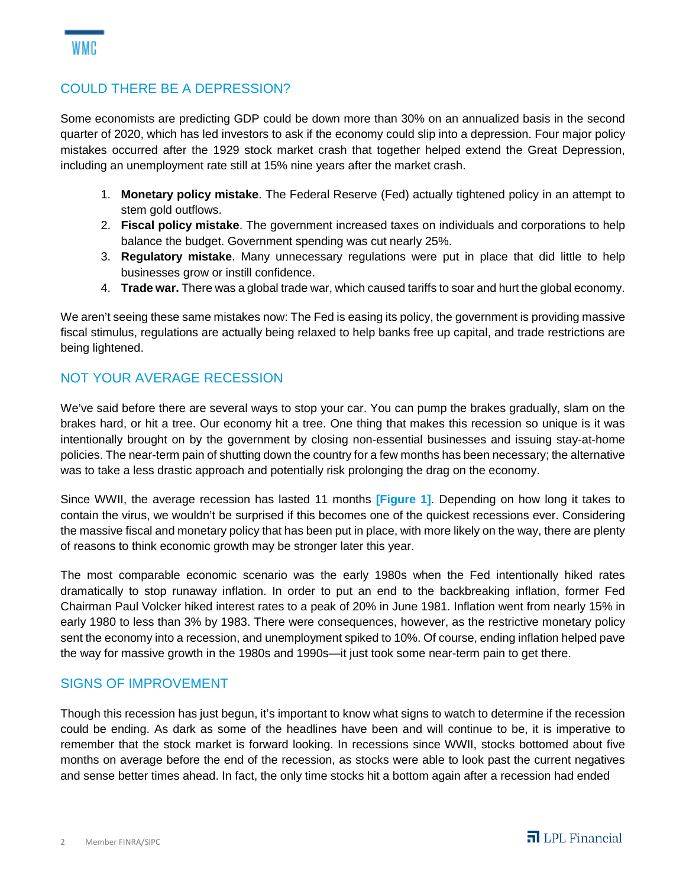## COULD THERE BE A DEPRESSION?

Some economists are predicting GDP could be down more than 30% on an annualized basis in the second quarter of 2020, which has led investors to ask if the economy could slip into a depression. Four major policy mistakes occurred after the 1929 stock market crash that together helped extend the Great Depression, including an unemployment rate still at 15% nine years after the market crash.

1. **Monetary policy mistake**. The Federal Reserve (Fed) actually tightened policy in an attempt to stem gold outflows.
2. **Fiscal policy mistake**. The government increased taxes on individuals and corporations to help balance the budget. Government spending was cut nearly 25%.
3. **Regulatory mistake**. Many unnecessary regulations were put in place that did little to help businesses grow or instill confidence.
4. **Trade war.** There was a global trade war, which caused tariffs to soar and hurt the global economy.

We aren't seeing these same mistakes now: The Fed is easing its policy, the government is providing massive fiscal stimulus, regulations are actually being relaxed to help banks free up capital, and trade restrictions are being lightened.

## NOT YOUR AVERAGE RECESSION

We've said before there are several ways to stop your car. You can pump the brakes gradually, slam on the brakes hard, or hit a tree. Our economy hit a tree. One thing that makes this recession so unique is it was intentionally brought on by the government by closing non-essential businesses and issuing stay-at-home policies. The near-term pain of shutting down the country for a few months has been necessary; the alternative was to take a less drastic approach and potentially risk prolonging the drag on the economy.

Since WWII, the average recession has lasted 11 months **[Figure 1]**. Depending on how long it takes to contain the virus, we wouldn't be surprised if this becomes one of the quickest recessions ever. Considering the massive fiscal and monetary policy that has been put in place, with more likely on the way, there are plenty of reasons to think economic growth may be stronger later this year.

The most comparable economic scenario was the early 1980s when the Fed intentionally hiked rates dramatically to stop runaway inflation. In order to put an end to the backbreaking inflation, former Fed Chairman Paul Volcker hiked interest rates to a peak of 20% in June 1981. Inflation went from nearly 15% in early 1980 to less than 3% by 1983. There were consequences, however, as the restrictive monetary policy sent the economy into a recession, and unemployment spiked to 10%. Of course, ending inflation helped pave the way for massive growth in the 1980s and 1990s—it just took some near-term pain to get there.

## SIGNS OF IMPROVEMENT

Though this recession has just begun, it's important to know what signs to watch to determine if the recession could be ending. As dark as some of the headlines have been and will continue to be, it is imperative to remember that the stock market is forward looking. In recessions since WWII, stocks bottomed about five months on average before the end of the recession, as stocks were able to look past the current negatives and sense better times ahead. In fact, the only time stocks hit a bottom again after a recession had ended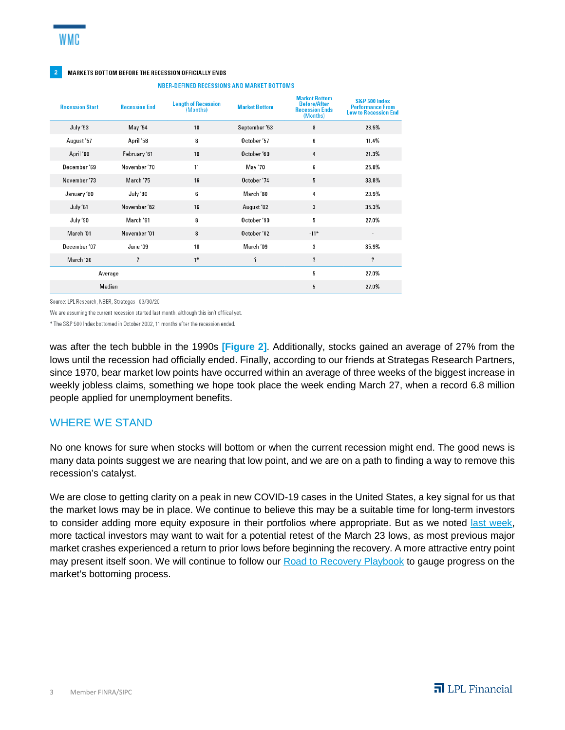**2** **MARKETS BOTTOM BEFORE THE RECESSION OFFICIALLY ENDS**

**NBER-DEFINED RECESSIONS AND MARKET BOTTOMS**

| Recession Start | Recession End | Length of Recession (Months) | Market Bottom | Market Bottom Before/After Recession Ends (Months) | S&P 500 Index Performance From Low to Recession End |
|---|---|---|---|---|---|
| July '53 | May '54 | 10 | September '53 | 8 | 28.5% |
| August '57 | April '58 | 8 | October '57 | 6 | 11.4% |
| April '60 | February '61 | 10 | October '60 | 4 | 21.3% |
| December '69 | November '70 | 11 | May '70 | 6 | 25.8% |
| November '73 | March '75 | 16 | October '74 | 5 | 33.8% |
| January '80 | July '80 | 6 | March '80 | 4 | 23.9% |
| July '81 | November '82 | 16 | August '82 | 3 | 35.3% |
| July '90 | March '91 | 8 | October '90 | 5 | 27.0% |
| March '01 | November '01 | 8 | October '02 | -11* | - |
| December '07 | June '09 | 18 | March '09 | 3 | 35.9% |
| March '20 | ? | 1* | ? | ? | ? |
| Average | | | | 5 | 27.0% |
| Median | | | | 5 | 27.0% |

Source: LPL Research, NBER, Strategas 03/30/20

We are assuming the current recession started last month, although this isn't offical yet.

* The S&P 500 Index bottomed in October 2002, 11 months after the recession ended.

was after the tech bubble in the 1990s **[Figure 2]**. Additionally, stocks gained an average of 27% from the lows until the recession had officially ended. Finally, according to our friends at Strategas Research Partners, since 1970, bear market low points have occurred within an average of three weeks of the biggest increase in weekly jobless claims, something we hope took place the week ending March 27, when a record 6.8 million people applied for unemployment benefits.

## WHERE WE STAND

No one knows for sure when stocks will bottom or when the current recession might end. The good news is many data points suggest we are nearing that low point, and we are on a path to finding a way to remove this recession's catalyst.

We are close to getting clarity on a peak in new COVID-19 cases in the United States, a key signal for us that the market lows may be in place. We continue to believe this may be a suitable time for long-term investors to consider adding more equity exposure in their portfolios where appropriate. But as we noted last week, more tactical investors may want to wait for a potential retest of the March 23 lows, as most previous major market crashes experienced a return to prior lows before beginning the recovery. A more attractive entry point may present itself soon. We will continue to follow our Road to Recovery Playbook to gauge progress on the market's bottoming process.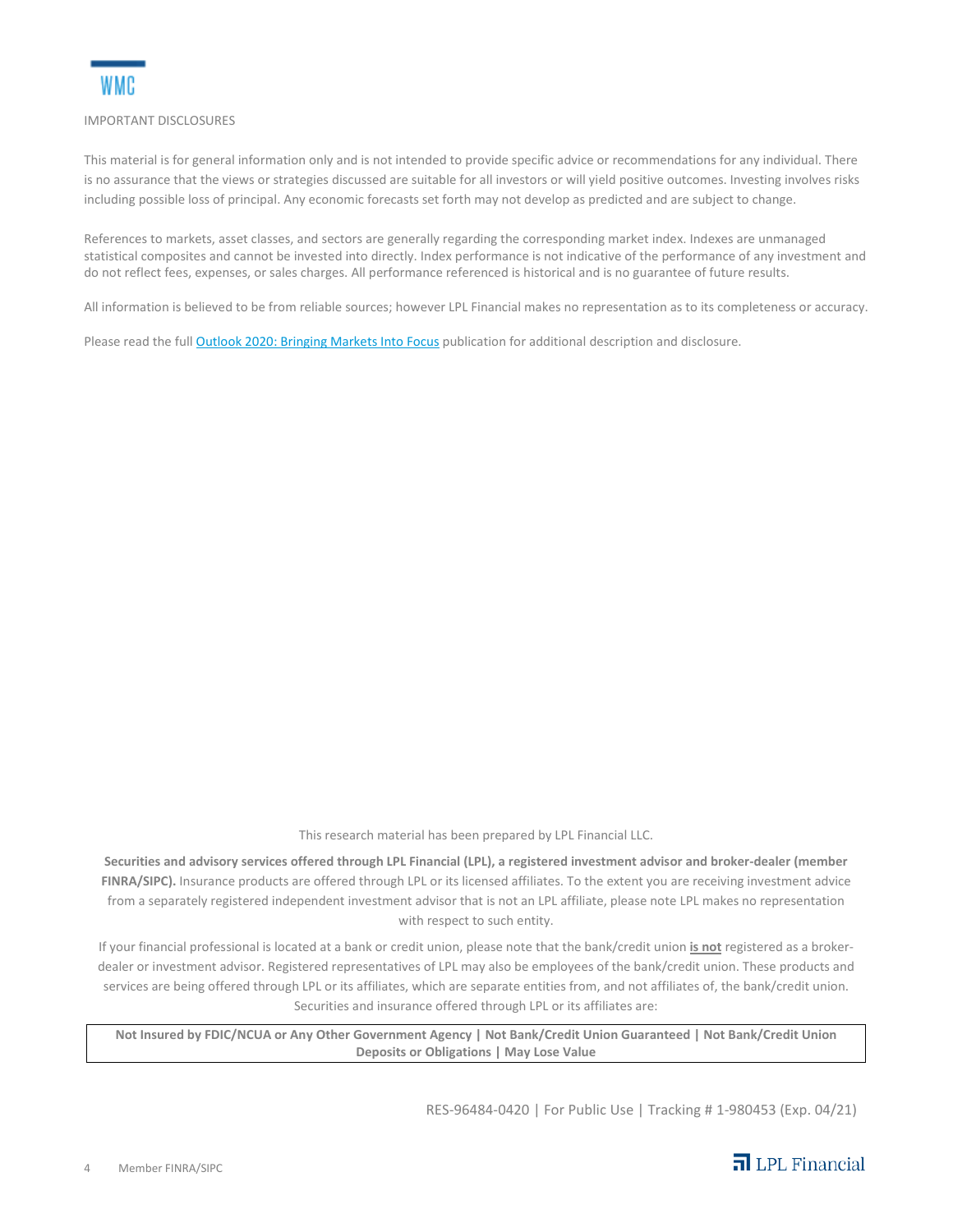IMPORTANT DISCLOSURES

This material is for general information only and is not intended to provide specific advice or recommendations for any individual. There is no assurance that the views or strategies discussed are suitable for all investors or will yield positive outcomes. Investing involves risks including possible loss of principal. Any economic forecasts set forth may not develop as predicted and are subject to change.

References to markets, asset classes, and sectors are generally regarding the corresponding market index. Indexes are unmanaged statistical composites and cannot be invested into directly. Index performance is not indicative of the performance of any investment and do not reflect fees, expenses, or sales charges. All performance referenced is historical and is no guarantee of future results.

All information is believed to be from reliable sources; however LPL Financial makes no representation as to its completeness or accuracy.

Please read the full Outlook 2020: Bringing Markets Into Focus publication for additional description and disclosure.

This research material has been prepared by LPL Financial LLC.

**Securities and advisory services offered through LPL Financial (LPL), a registered investment advisor and broker-dealer (member FINRA/SIPC).** Insurance products are offered through LPL or its licensed affiliates. To the extent you are receiving investment advice from a separately registered independent investment advisor that is not an LPL affiliate, please note LPL makes no representation with respect to such entity.

If your financial professional is located at a bank or credit union, please note that the bank/credit union **is not** registered as a broker-dealer or investment advisor. Registered representatives of LPL may also be employees of the bank/credit union. These products and services are being offered through LPL or its affiliates, which are separate entities from, and not affiliates of, the bank/credit union. Securities and insurance offered through LPL or its affiliates are:

**Not Insured by FDIC/NCUA or Any Other Government Agency | Not Bank/Credit Union Guaranteed | Not Bank/Credit Union Deposits or Obligations | May Lose Value**

RES-96484-0420 | For Public Use | Tracking # 1-980453 (Exp. 04/21)

Member FINRA/SIPC